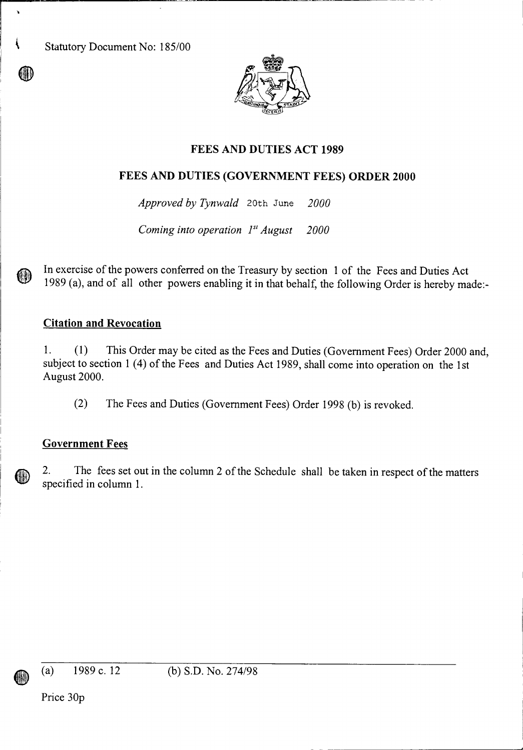Statutory Document No: 185/00

# FEES AND DUTIES ACT 1989

## FEES AND DUTIES (GOVERNMENT FEES) ORDER 2000

*Approved by Tynwald* 20th June *2000*

*Coming into operation 1st August 2000*

In exercise of the powers conferred on the Treasury by section 1 of the Fees and Duties Act 1989 (a), and of all other powers enabling it in that behalf, the following Order is hereby made:-

### Citation and Revocation

1. (1) This Order may be cited as the Fees and Duties (Government Fees) Order 2000 and, subject to section 1 (4) of the Fees and Duties Act 1989, shall come into operation on the 1st August 2000.

(2) The Fees and Duties (Government Fees) Order 1998 (b) is revoked.

### Government Fees

2. The fees set out in the column 2 of the Schedule shall be taken in respect of the matters specified in column 1.

---

(a) 1989 c. 12 (b) S.D. No. 274/98

Price 30p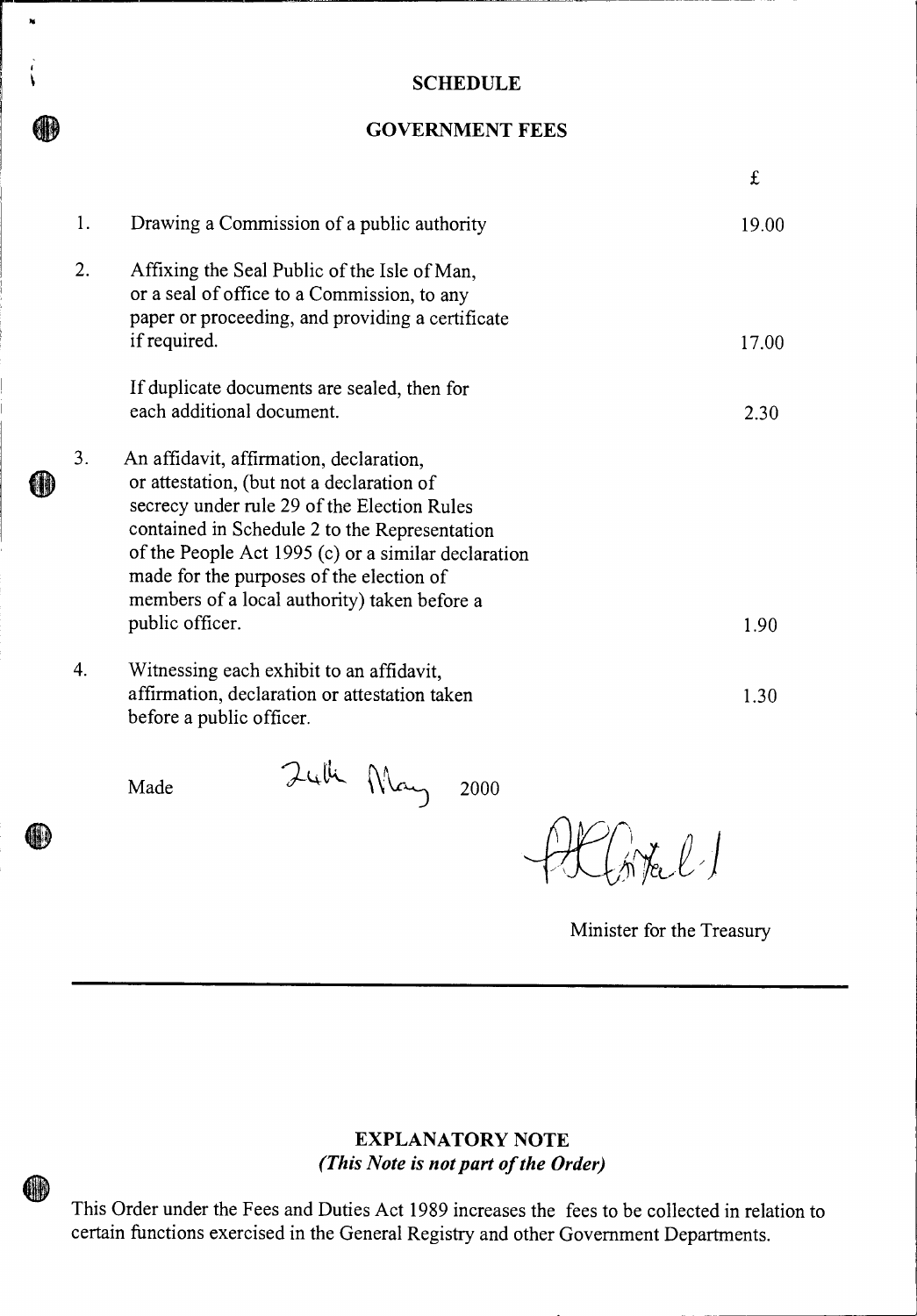## SCHEDULE

## GOVERNMENT FEES

| | | £ |
|---|---|---|
| 1. | Drawing a Commission of a public authority | 19.00 |
| 2. | Affixing the Seal Public of the Isle of Man, or a seal of office to a Commission, to any paper or proceeding, and providing a certificate if required. | 17.00 |
| | If duplicate documents are sealed, then for each additional document. | 2.30 |
| 3. | An affidavit, affirmation, declaration, or attestation, (but not a declaration of secrecy under rule 29 of the Election Rules contained in Schedule 2 to the Representation of the People Act 1995 (c) or a similar declaration made for the purposes of the election of members of a local authority) taken before a public officer. | 1.90 |
| 4. | Witnessing each exhibit to an affidavit, affirmation, declaration or attestation taken before a public officer. | 1.30 |

Made 24th May 2000

A.R. Bell

Minister for the Treasury

---

**EXPLANATORY NOTE**
***(This Note is not part of the Order)***

This Order under the Fees and Duties Act 1989 increases the fees to be collected in relation to certain functions exercised in the General Registry and other Government Departments.